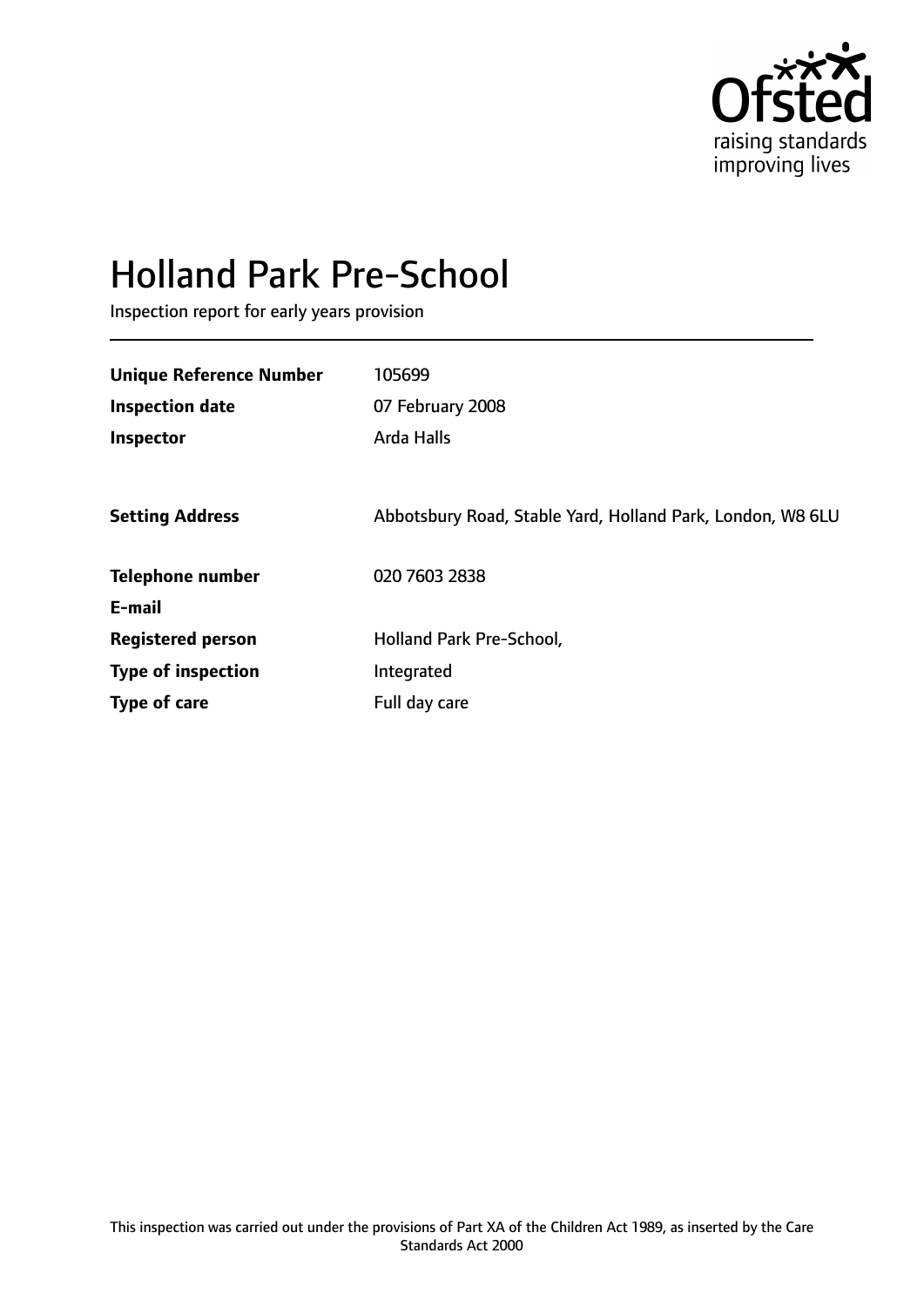Ofsted raising standards improving lives

# Holland Park Pre-School

Inspection report for early years provision

| | |
|---|---|
| **Unique Reference Number** | 105699 |
| **Inspection date** | 07 February 2008 |
| **Inspector** | Arda Halls |
| | |
| **Setting Address** | Abbotsbury Road, Stable Yard, Holland Park, London, W8 6LU |
| | |
| **Telephone number** | 020 7603 2838 |
| **E-mail** | |
| **Registered person** | Holland Park Pre-School, |
| **Type of inspection** | Integrated |
| **Type of care** | Full day care |

This inspection was carried out under the provisions of Part XA of the Children Act 1989, as inserted by the Care Standards Act 2000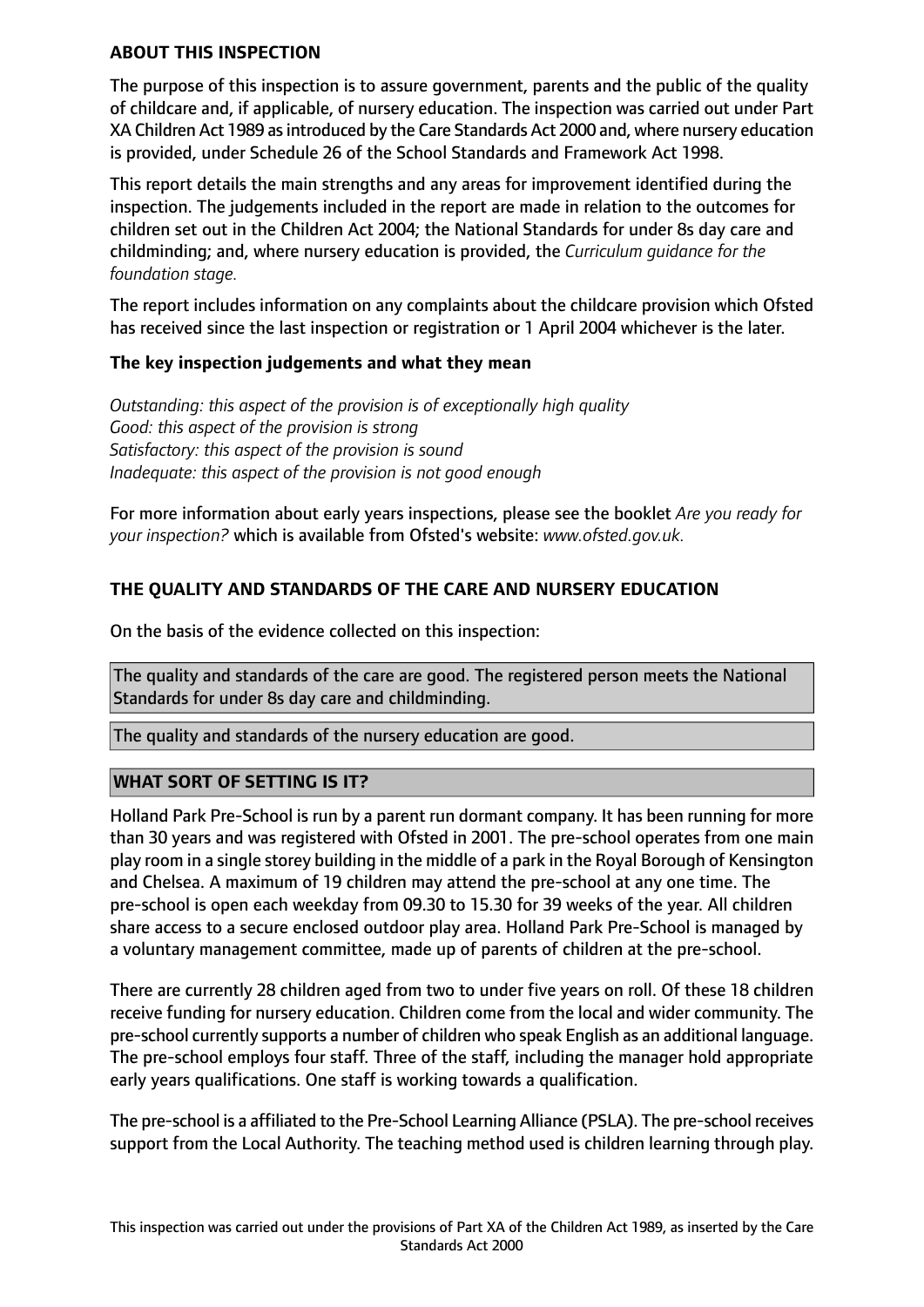**ABOUT THIS INSPECTION**

The purpose of this inspection is to assure government, parents and the public of the quality of childcare and, if applicable, of nursery education. The inspection was carried out under Part XA Children Act 1989 as introduced by the Care Standards Act 2000 and, where nursery education is provided, under Schedule 26 of the School Standards and Framework Act 1998.

This report details the main strengths and any areas for improvement identified during the inspection. The judgements included in the report are made in relation to the outcomes for children set out in the Children Act 2004; the National Standards for under 8s day care and childminding; and, where nursery education is provided, the *Curriculum guidance for the foundation stage.*

The report includes information on any complaints about the childcare provision which Ofsted has received since the last inspection or registration or 1 April 2004 whichever is the later.

**The key inspection judgements and what they mean**

*Outstanding: this aspect of the provision is of exceptionally high quality*
*Good: this aspect of the provision is strong*
*Satisfactory: this aspect of the provision is sound*
*Inadequate: this aspect of the provision is not good enough*

For more information about early years inspections, please see the booklet *Are you ready for your inspection?* which is available from Ofsted's website: *www.ofsted.gov.uk.*

**THE QUALITY AND STANDARDS OF THE CARE AND NURSERY EDUCATION**

On the basis of the evidence collected on this inspection:

The quality and standards of the care are good. The registered person meets the National Standards for under 8s day care and childminding.

The quality and standards of the nursery education are good.

**WHAT SORT OF SETTING IS IT?**

Holland Park Pre-School is run by a parent run dormant company. It has been running for more than 30 years and was registered with Ofsted in 2001. The pre-school operates from one main play room in a single storey building in the middle of a park in the Royal Borough of Kensington and Chelsea. A maximum of 19 children may attend the pre-school at any one time. The pre-school is open each weekday from 09.30 to 15.30 for 39 weeks of the year. All children share access to a secure enclosed outdoor play area. Holland Park Pre-School is managed by a voluntary management committee, made up of parents of children at the pre-school.

There are currently 28 children aged from two to under five years on roll. Of these 18 children receive funding for nursery education. Children come from the local and wider community. The pre-school currently supports a number of children who speak English as an additional language. The pre-school employs four staff. Three of the staff, including the manager hold appropriate early years qualifications. One staff is working towards a qualification.

The pre-school is a affiliated to the Pre-School Learning Alliance (PSLA). The pre-school receives support from the Local Authority. The teaching method used is children learning through play.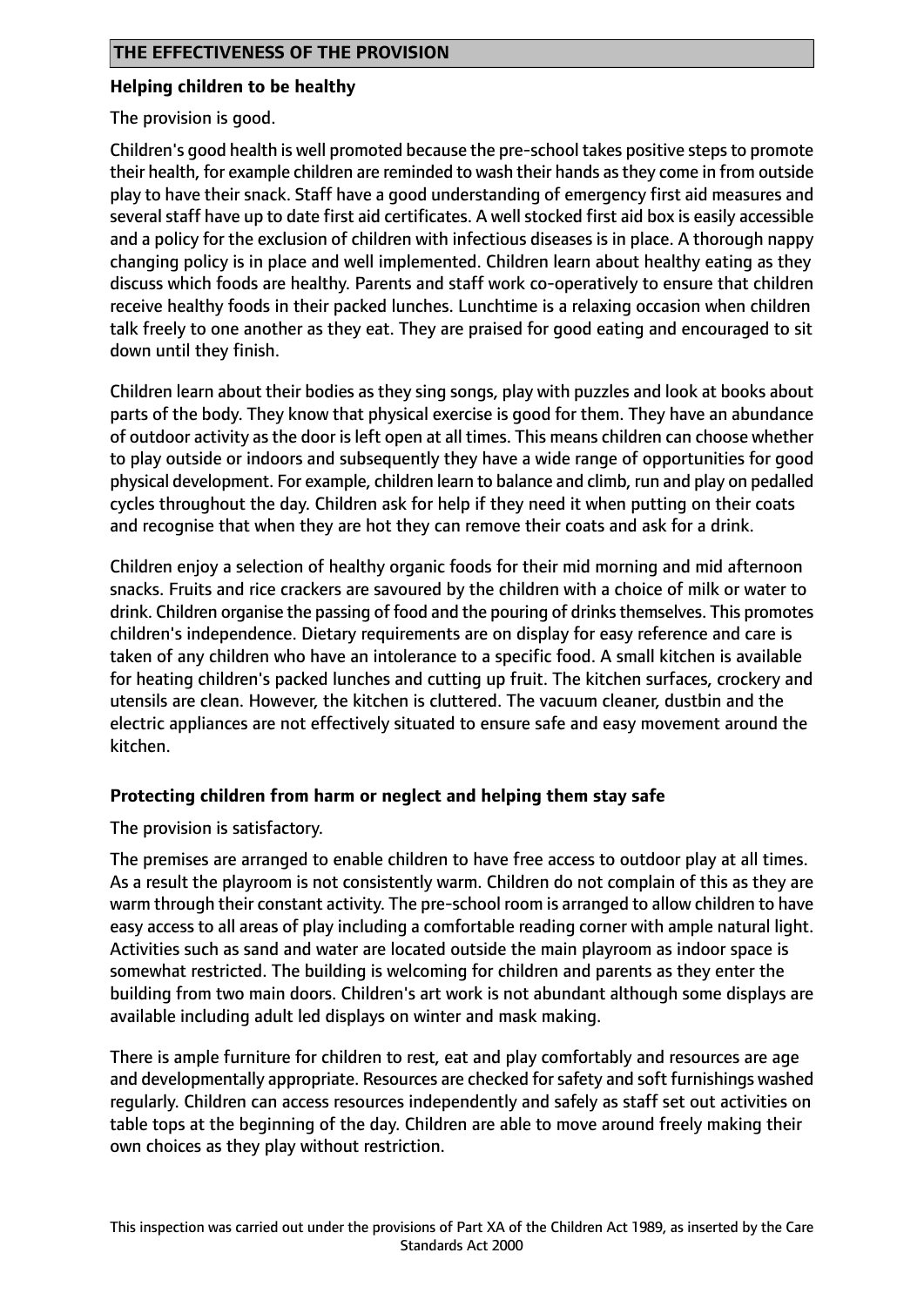## THE EFFECTIVENESS OF THE PROVISION

### Helping children to be healthy

The provision is good.

Children's good health is well promoted because the pre-school takes positive steps to promote their health, for example children are reminded to wash their hands as they come in from outside play to have their snack. Staff have a good understanding of emergency first aid measures and several staff have up to date first aid certificates. A well stocked first aid box is easily accessible and a policy for the exclusion of children with infectious diseases is in place. A thorough nappy changing policy is in place and well implemented. Children learn about healthy eating as they discuss which foods are healthy. Parents and staff work co-operatively to ensure that children receive healthy foods in their packed lunches. Lunchtime is a relaxing occasion when children talk freely to one another as they eat. They are praised for good eating and encouraged to sit down until they finish.

Children learn about their bodies as they sing songs, play with puzzles and look at books about parts of the body. They know that physical exercise is good for them. They have an abundance of outdoor activity as the door is left open at all times. This means children can choose whether to play outside or indoors and subsequently they have a wide range of opportunities for good physical development. For example, children learn to balance and climb, run and play on pedalled cycles throughout the day. Children ask for help if they need it when putting on their coats and recognise that when they are hot they can remove their coats and ask for a drink.

Children enjoy a selection of healthy organic foods for their mid morning and mid afternoon snacks. Fruits and rice crackers are savoured by the children with a choice of milk or water to drink. Children organise the passing of food and the pouring of drinks themselves. This promotes children's independence. Dietary requirements are on display for easy reference and care is taken of any children who have an intolerance to a specific food. A small kitchen is available for heating children's packed lunches and cutting up fruit. The kitchen surfaces, crockery and utensils are clean. However, the kitchen is cluttered. The vacuum cleaner, dustbin and the electric appliances are not effectively situated to ensure safe and easy movement around the kitchen.

### Protecting children from harm or neglect and helping them stay safe

The provision is satisfactory.

The premises are arranged to enable children to have free access to outdoor play at all times. As a result the playroom is not consistently warm. Children do not complain of this as they are warm through their constant activity. The pre-school room is arranged to allow children to have easy access to all areas of play including a comfortable reading corner with ample natural light. Activities such as sand and water are located outside the main playroom as indoor space is somewhat restricted. The building is welcoming for children and parents as they enter the building from two main doors. Children's art work is not abundant although some displays are available including adult led displays on winter and mask making.

There is ample furniture for children to rest, eat and play comfortably and resources are age and developmentally appropriate. Resources are checked for safety and soft furnishings washed regularly. Children can access resources independently and safely as staff set out activities on table tops at the beginning of the day. Children are able to move around freely making their own choices as they play without restriction.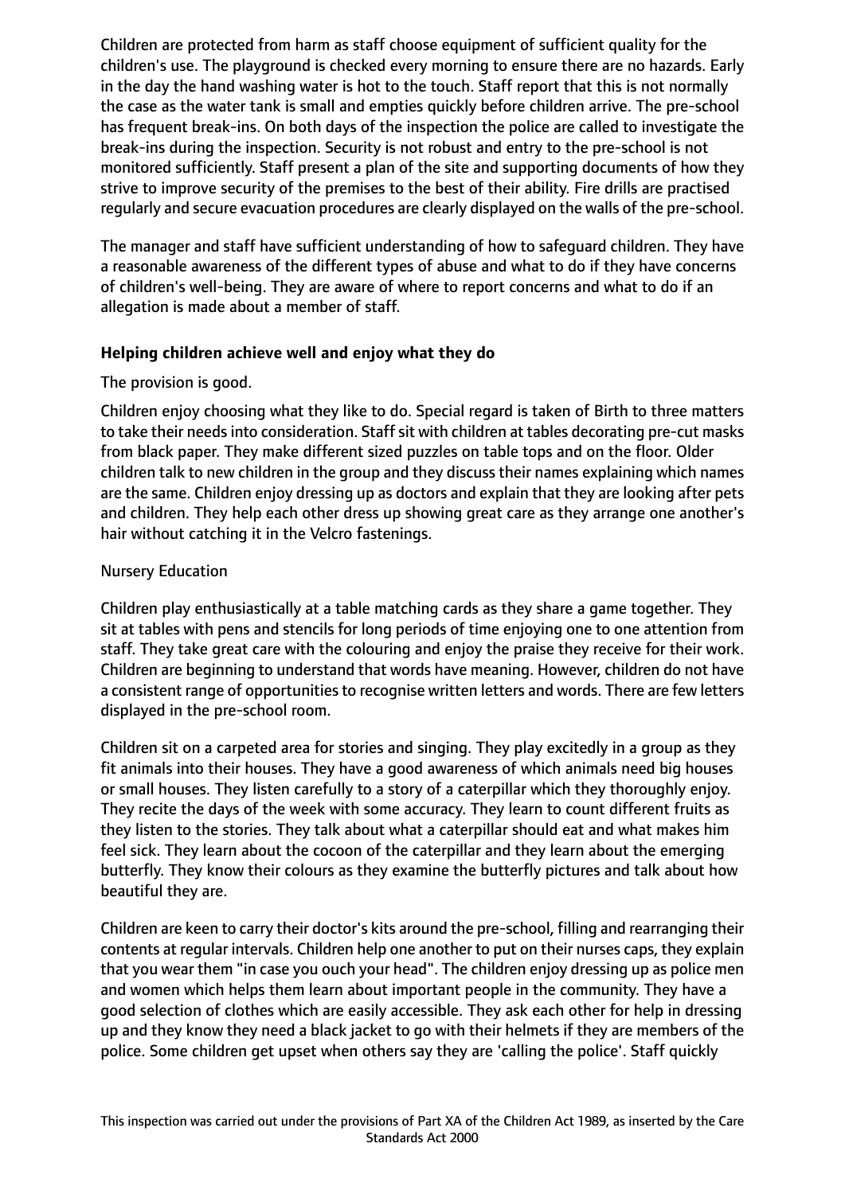Children are protected from harm as staff choose equipment of sufficient quality for the children's use. The playground is checked every morning to ensure there are no hazards. Early in the day the hand washing water is hot to the touch. Staff report that this is not normally the case as the water tank is small and empties quickly before children arrive. The pre-school has frequent break-ins. On both days of the inspection the police are called to investigate the break-ins during the inspection. Security is not robust and entry to the pre-school is not monitored sufficiently. Staff present a plan of the site and supporting documents of how they strive to improve security of the premises to the best of their ability. Fire drills are practised regularly and secure evacuation procedures are clearly displayed on the walls of the pre-school.

The manager and staff have sufficient understanding of how to safeguard children. They have a reasonable awareness of the different types of abuse and what to do if they have concerns of children's well-being. They are aware of where to report concerns and what to do if an allegation is made about a member of staff.

### Helping children achieve well and enjoy what they do

The provision is good.

Children enjoy choosing what they like to do. Special regard is taken of Birth to three matters to take their needs into consideration. Staff sit with children at tables decorating pre-cut masks from black paper. They make different sized puzzles on table tops and on the floor. Older children talk to new children in the group and they discuss their names explaining which names are the same. Children enjoy dressing up as doctors and explain that they are looking after pets and children. They help each other dress up showing great care as they arrange one another's hair without catching it in the Velcro fastenings.

Nursery Education

Children play enthusiastically at a table matching cards as they share a game together. They sit at tables with pens and stencils for long periods of time enjoying one to one attention from staff. They take great care with the colouring and enjoy the praise they receive for their work. Children are beginning to understand that words have meaning. However, children do not have a consistent range of opportunities to recognise written letters and words. There are few letters displayed in the pre-school room.

Children sit on a carpeted area for stories and singing. They play excitedly in a group as they fit animals into their houses. They have a good awareness of which animals need big houses or small houses. They listen carefully to a story of a caterpillar which they thoroughly enjoy. They recite the days of the week with some accuracy. They learn to count different fruits as they listen to the stories. They talk about what a caterpillar should eat and what makes him feel sick. They learn about the cocoon of the caterpillar and they learn about the emerging butterfly. They know their colours as they examine the butterfly pictures and talk about how beautiful they are.

Children are keen to carry their doctor's kits around the pre-school, filling and rearranging their contents at regular intervals. Children help one another to put on their nurses caps, they explain that you wear them "in case you ouch your head". The children enjoy dressing up as police men and women which helps them learn about important people in the community. They have a good selection of clothes which are easily accessible. They ask each other for help in dressing up and they know they need a black jacket to go with their helmets if they are members of the police. Some children get upset when others say they are 'calling the police'. Staff quickly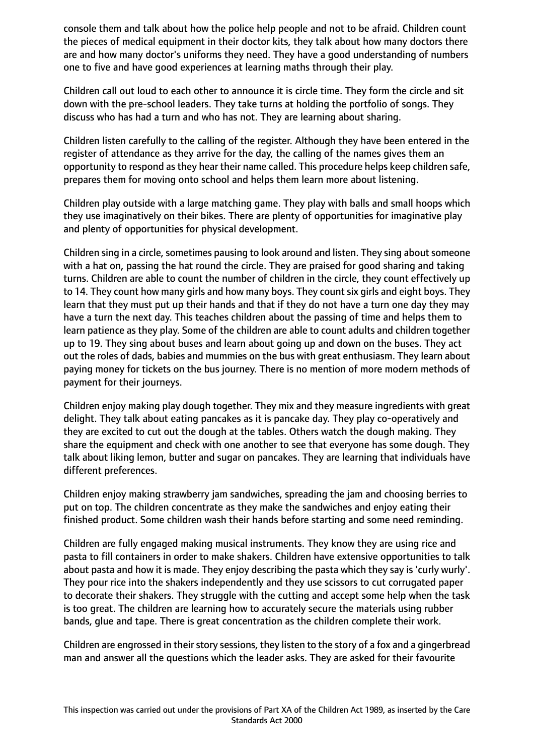console them and talk about how the police help people and not to be afraid. Children count the pieces of medical equipment in their doctor kits, they talk about how many doctors there are and how many doctor's uniforms they need. They have a good understanding of numbers one to five and have good experiences at learning maths through their play.

Children call out loud to each other to announce it is circle time. They form the circle and sit down with the pre-school leaders. They take turns at holding the portfolio of songs. They discuss who has had a turn and who has not. They are learning about sharing.

Children listen carefully to the calling of the register. Although they have been entered in the register of attendance as they arrive for the day, the calling of the names gives them an opportunity to respond as they hear their name called. This procedure helps keep children safe, prepares them for moving onto school and helps them learn more about listening.

Children play outside with a large matching game. They play with balls and small hoops which they use imaginatively on their bikes. There are plenty of opportunities for imaginative play and plenty of opportunities for physical development.

Children sing in a circle, sometimes pausing to look around and listen. They sing about someone with a hat on, passing the hat round the circle. They are praised for good sharing and taking turns. Children are able to count the number of children in the circle, they count effectively up to 14. They count how many girls and how many boys. They count six girls and eight boys. They learn that they must put up their hands and that if they do not have a turn one day they may have a turn the next day. This teaches children about the passing of time and helps them to learn patience as they play. Some of the children are able to count adults and children together up to 19. They sing about buses and learn about going up and down on the buses. They act out the roles of dads, babies and mummies on the bus with great enthusiasm. They learn about paying money for tickets on the bus journey. There is no mention of more modern methods of payment for their journeys.

Children enjoy making play dough together. They mix and they measure ingredients with great delight. They talk about eating pancakes as it is pancake day. They play co-operatively and they are excited to cut out the dough at the tables. Others watch the dough making. They share the equipment and check with one another to see that everyone has some dough. They talk about liking lemon, butter and sugar on pancakes. They are learning that individuals have different preferences.

Children enjoy making strawberry jam sandwiches, spreading the jam and choosing berries to put on top. The children concentrate as they make the sandwiches and enjoy eating their finished product. Some children wash their hands before starting and some need reminding.

Children are fully engaged making musical instruments. They know they are using rice and pasta to fill containers in order to make shakers. Children have extensive opportunities to talk about pasta and how it is made. They enjoy describing the pasta which they say is 'curly wurly'. They pour rice into the shakers independently and they use scissors to cut corrugated paper to decorate their shakers. They struggle with the cutting and accept some help when the task is too great. The children are learning how to accurately secure the materials using rubber bands, glue and tape. There is great concentration as the children complete their work.

Children are engrossed in their story sessions, they listen to the story of a fox and a gingerbread man and answer all the questions which the leader asks. They are asked for their favourite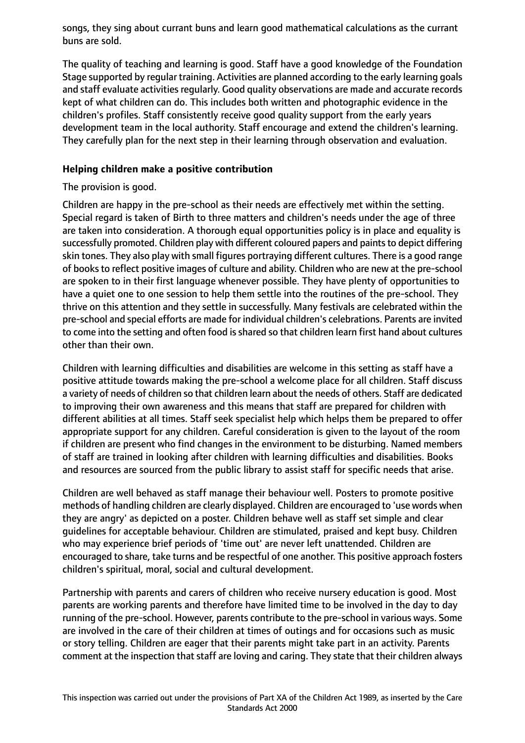songs, they sing about currant buns and learn good mathematical calculations as the currant buns are sold.

The quality of teaching and learning is good. Staff have a good knowledge of the Foundation Stage supported by regular training. Activities are planned according to the early learning goals and staff evaluate activities regularly. Good quality observations are made and accurate records kept of what children can do. This includes both written and photographic evidence in the children's profiles. Staff consistently receive good quality support from the early years development team in the local authority. Staff encourage and extend the children's learning. They carefully plan for the next step in their learning through observation and evaluation.

**Helping children make a positive contribution**

The provision is good.

Children are happy in the pre-school as their needs are effectively met within the setting. Special regard is taken of Birth to three matters and children's needs under the age of three are taken into consideration. A thorough equal opportunities policy is in place and equality is successfully promoted. Children play with different coloured papers and paints to depict differing skin tones. They also play with small figures portraying different cultures. There is a good range of books to reflect positive images of culture and ability. Children who are new at the pre-school are spoken to in their first language whenever possible. They have plenty of opportunities to have a quiet one to one session to help them settle into the routines of the pre-school. They thrive on this attention and they settle in successfully. Many festivals are celebrated within the pre-school and special efforts are made for individual children's celebrations. Parents are invited to come into the setting and often food is shared so that children learn first hand about cultures other than their own.

Children with learning difficulties and disabilities are welcome in this setting as staff have a positive attitude towards making the pre-school a welcome place for all children. Staff discuss a variety of needs of children so that children learn about the needs of others. Staff are dedicated to improving their own awareness and this means that staff are prepared for children with different abilities at all times. Staff seek specialist help which helps them be prepared to offer appropriate support for any children. Careful consideration is given to the layout of the room if children are present who find changes in the environment to be disturbing. Named members of staff are trained in looking after children with learning difficulties and disabilities. Books and resources are sourced from the public library to assist staff for specific needs that arise.

Children are well behaved as staff manage their behaviour well. Posters to promote positive methods of handling children are clearly displayed. Children are encouraged to 'use words when they are angry' as depicted on a poster. Children behave well as staff set simple and clear guidelines for acceptable behaviour. Children are stimulated, praised and kept busy. Children who may experience brief periods of 'time out' are never left unattended. Children are encouraged to share, take turns and be respectful of one another. This positive approach fosters children's spiritual, moral, social and cultural development.

Partnership with parents and carers of children who receive nursery education is good. Most parents are working parents and therefore have limited time to be involved in the day to day running of the pre-school. However, parents contribute to the pre-school in various ways. Some are involved in the care of their children at times of outings and for occasions such as music or story telling. Children are eager that their parents might take part in an activity. Parents comment at the inspection that staff are loving and caring. They state that their children always

This inspection was carried out under the provisions of Part XA of the Children Act 1989, as inserted by the Care Standards Act 2000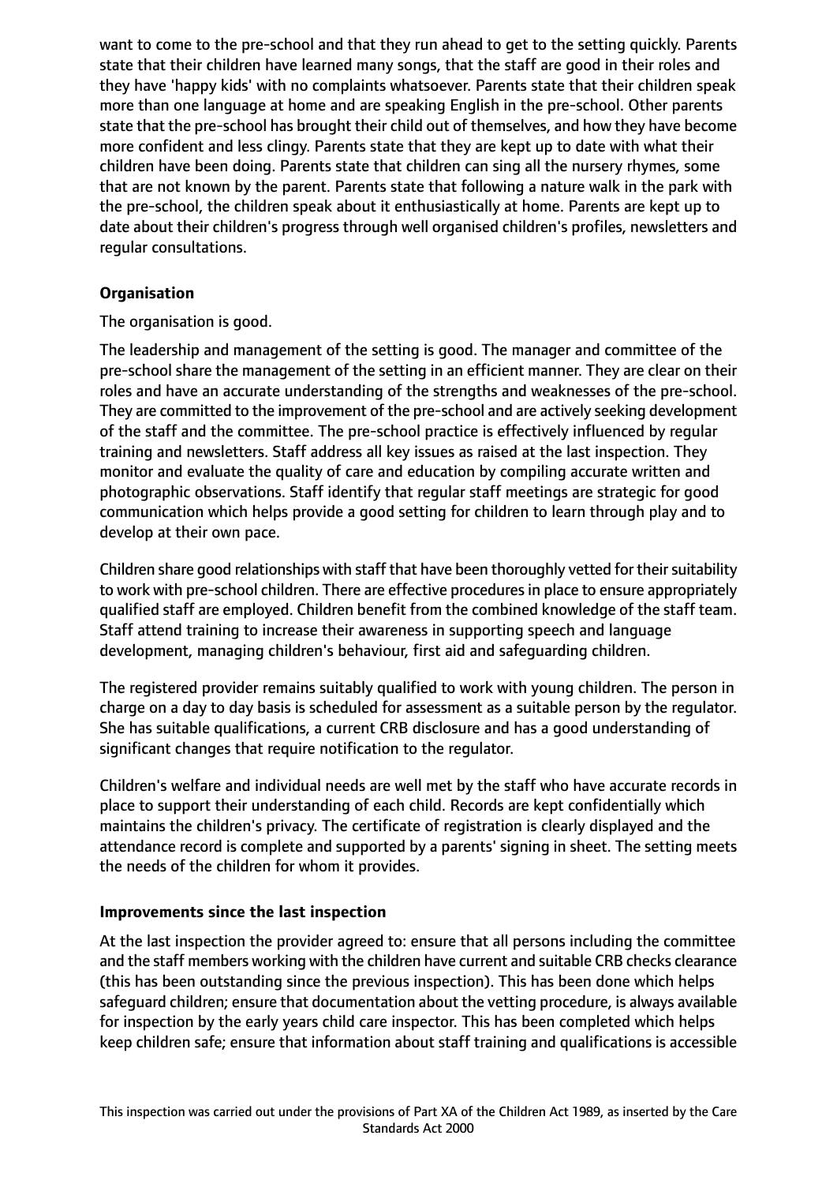want to come to the pre-school and that they run ahead to get to the setting quickly. Parents state that their children have learned many songs, that the staff are good in their roles and they have 'happy kids' with no complaints whatsoever. Parents state that their children speak more than one language at home and are speaking English in the pre-school. Other parents state that the pre-school has brought their child out of themselves, and how they have become more confident and less clingy. Parents state that they are kept up to date with what their children have been doing. Parents state that children can sing all the nursery rhymes, some that are not known by the parent. Parents state that following a nature walk in the park with the pre-school, the children speak about it enthusiastically at home. Parents are kept up to date about their children's progress through well organised children's profiles, newsletters and regular consultations.

**Organisation**

The organisation is good.

The leadership and management of the setting is good. The manager and committee of the pre-school share the management of the setting in an efficient manner. They are clear on their roles and have an accurate understanding of the strengths and weaknesses of the pre-school. They are committed to the improvement of the pre-school and are actively seeking development of the staff and the committee. The pre-school practice is effectively influenced by regular training and newsletters. Staff address all key issues as raised at the last inspection. They monitor and evaluate the quality of care and education by compiling accurate written and photographic observations. Staff identify that regular staff meetings are strategic for good communication which helps provide a good setting for children to learn through play and to develop at their own pace.

Children share good relationships with staff that have been thoroughly vetted for their suitability to work with pre-school children. There are effective procedures in place to ensure appropriately qualified staff are employed. Children benefit from the combined knowledge of the staff team. Staff attend training to increase their awareness in supporting speech and language development, managing children's behaviour, first aid and safeguarding children.

The registered provider remains suitably qualified to work with young children. The person in charge on a day to day basis is scheduled for assessment as a suitable person by the regulator. She has suitable qualifications, a current CRB disclosure and has a good understanding of significant changes that require notification to the regulator.

Children's welfare and individual needs are well met by the staff who have accurate records in place to support their understanding of each child. Records are kept confidentially which maintains the children's privacy. The certificate of registration is clearly displayed and the attendance record is complete and supported by a parents' signing in sheet. The setting meets the needs of the children for whom it provides.

**Improvements since the last inspection**

At the last inspection the provider agreed to: ensure that all persons including the committee and the staff members working with the children have current and suitable CRB checks clearance (this has been outstanding since the previous inspection). This has been done which helps safeguard children; ensure that documentation about the vetting procedure, is always available for inspection by the early years child care inspector. This has been completed which helps keep children safe; ensure that information about staff training and qualifications is accessible

This inspection was carried out under the provisions of Part XA of the Children Act 1989, as inserted by the Care Standards Act 2000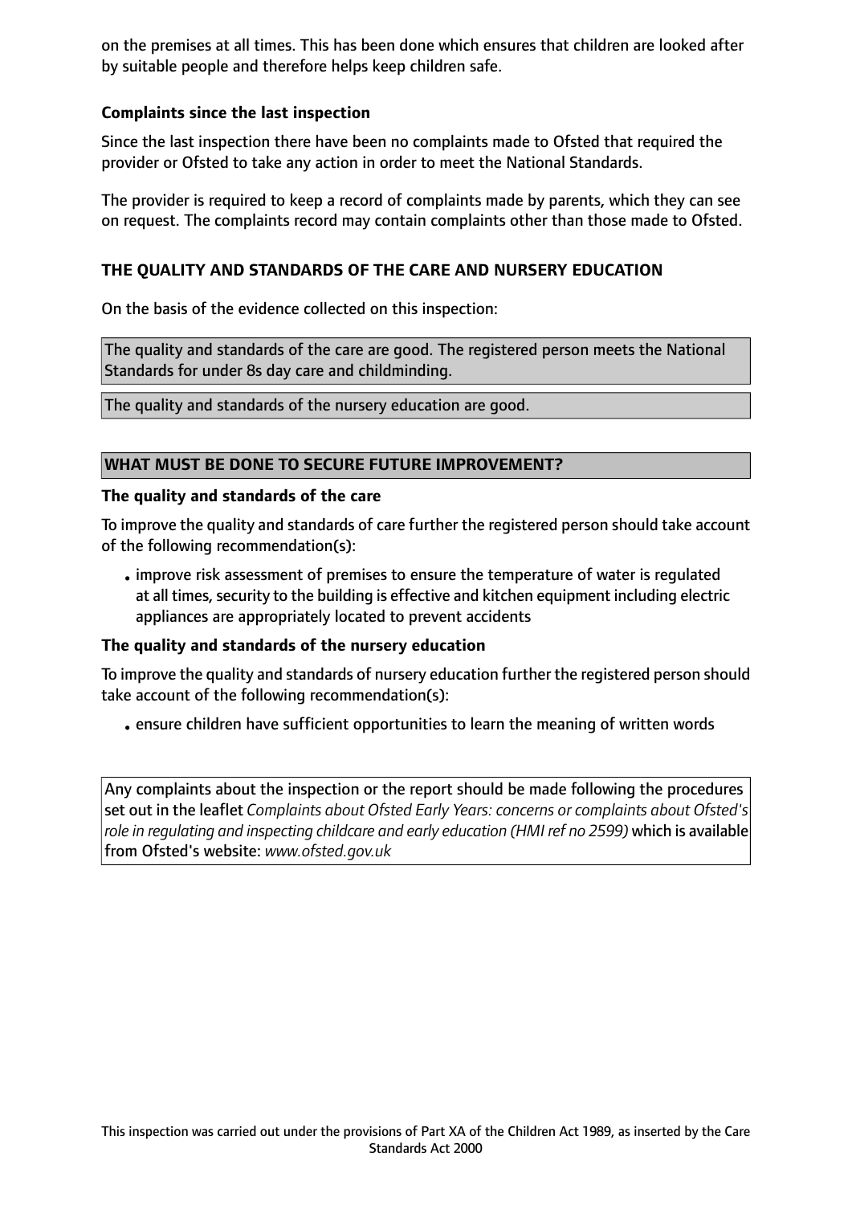on the premises at all times. This has been done which ensures that children are looked after by suitable people and therefore helps keep children safe.

**Complaints since the last inspection**

Since the last inspection there have been no complaints made to Ofsted that required the provider or Ofsted to take any action in order to meet the National Standards.

The provider is required to keep a record of complaints made by parents, which they can see on request. The complaints record may contain complaints other than those made to Ofsted.

## THE QUALITY AND STANDARDS OF THE CARE AND NURSERY EDUCATION

On the basis of the evidence collected on this inspection:

The quality and standards of the care are good. The registered person meets the National Standards for under 8s day care and childminding.

The quality and standards of the nursery education are good.

## WHAT MUST BE DONE TO SECURE FUTURE IMPROVEMENT?

**The quality and standards of the care**

To improve the quality and standards of care further the registered person should take account of the following recommendation(s):

- improve risk assessment of premises to ensure the temperature of water is regulated at all times, security to the building is effective and kitchen equipment including electric appliances are appropriately located to prevent accidents

**The quality and standards of the nursery education**

To improve the quality and standards of nursery education further the registered person should take account of the following recommendation(s):

- ensure children have sufficient opportunities to learn the meaning of written words

Any complaints about the inspection or the report should be made following the procedures set out in the leaflet *Complaints about Ofsted Early Years: concerns or complaints about Ofsted's role in regulating and inspecting childcare and early education (HMI ref no 2599)* which is available from Ofsted's website: *www.ofsted.gov.uk*

This inspection was carried out under the provisions of Part XA of the Children Act 1989, as inserted by the Care Standards Act 2000